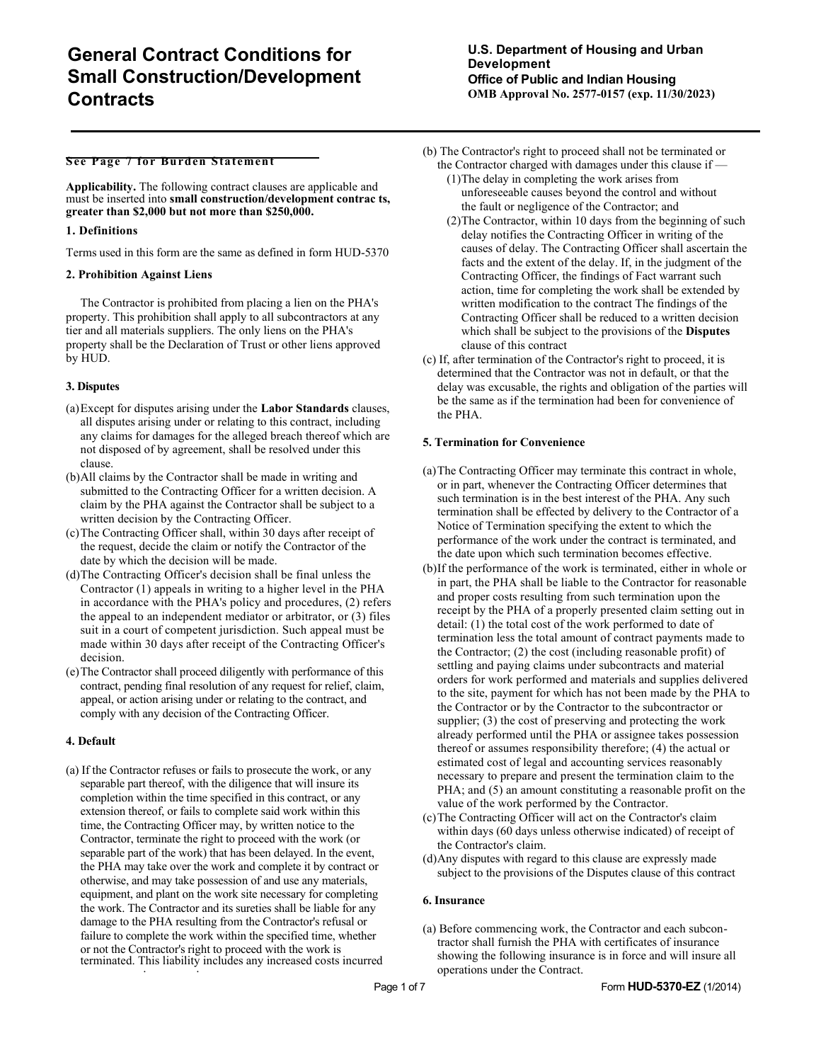# General Contract Conditions for Small Construction/Development Contracts

**U.S. Department of Housing and Urban Development**
**Office of Public and Indian Housing**
**OMB Approval No. 2577-0157 (exp. 11/30/2023)**

**See Page 7 for Burden Statement**

**Applicability.** The following contract clauses are applicable and must be inserted into **small construction/development contrac ts, greater than $2,000 but not more than $250,000.**

### 1. Definitions

Terms used in this form are the same as defined in form HUD-5370

### 2. Prohibition Against Liens

The Contractor is prohibited from placing a lien on the PHA's property. This prohibition shall apply to all subcontractors at any tier and all materials suppliers. The only liens on the PHA's property shall be the Declaration of Trust or other liens approved by HUD.

### 3. Disputes

(a) Except for disputes arising under the **Labor Standards** clauses, all disputes arising under or relating to this contract, including any claims for damages for the alleged breach thereof which are not disposed of by agreement, shall be resolved under this clause.

(b) All claims by the Contractor shall be made in writing and submitted to the Contracting Officer for a written decision. A claim by the PHA against the Contractor shall be subject to a written decision by the Contracting Officer.

(c) The Contracting Officer shall, within 30 days after receipt of the request, decide the claim or notify the Contractor of the date by which the decision will be made.

(d) The Contracting Officer's decision shall be final unless the Contractor (1) appeals in writing to a higher level in the PHA in accordance with the PHA's policy and procedures, (2) refers the appeal to an independent mediator or arbitrator, or (3) files suit in a court of competent jurisdiction. Such appeal must be made within 30 days after receipt of the Contracting Officer's decision.

(e) The Contractor shall proceed diligently with performance of this contract, pending final resolution of any request for relief, claim, appeal, or action arising under or relating to the contract, and comply with any decision of the Contracting Officer.

### 4. Default

(a) If the Contractor refuses or fails to prosecute the work, or any separable part thereof, with the diligence that will insure its completion within the time specified in this contract, or any extension thereof, or fails to complete said work within this time, the Contracting Officer may, by written notice to the Contractor, terminate the right to proceed with the work (or separable part of the work) that has been delayed. In the event, the PHA may take over the work and complete it by contract or otherwise, and may take possession of and use any materials, equipment, and plant on the work site necessary for completing the work. The Contractor and its sureties shall be liable for any damage to the PHA resulting from the Contractor's refusal or failure to complete the work within the specified time, whether or not the Contractor's right to proceed with the work is terminated. This liability includes any increased costs incurred

(b) The Contractor's right to proceed shall not be terminated or the Contractor charged with damages under this clause if —

(1) The delay in completing the work arises from unforeseeable causes beyond the control and without the fault or negligence of the Contractor; and

(2) The Contractor, within 10 days from the beginning of such delay notifies the Contracting Officer in writing of the causes of delay. The Contracting Officer shall ascertain the facts and the extent of the delay. If, in the judgment of the Contracting Officer, the findings of Fact warrant such action, time for completing the work shall be extended by written modification to the contract The findings of the Contracting Officer shall be reduced to a written decision which shall be subject to the provisions of the **Disputes** clause of this contract

(c) If, after termination of the Contractor's right to proceed, it is determined that the Contractor was not in default, or that the delay was excusable, the rights and obligation of the parties will be the same as if the termination had been for convenience of the PHA.

### 5. Termination for Convenience

(a) The Contracting Officer may terminate this contract in whole, or in part, whenever the Contracting Officer determines that such termination is in the best interest of the PHA. Any such termination shall be effected by delivery to the Contractor of a Notice of Termination specifying the extent to which the performance of the work under the contract is terminated, and the date upon which such termination becomes effective.

(b) If the performance of the work is terminated, either in whole or in part, the PHA shall be liable to the Contractor for reasonable and proper costs resulting from such termination upon the receipt by the PHA of a properly presented claim setting out in detail: (1) the total cost of the work performed to date of termination less the total amount of contract payments made to the Contractor; (2) the cost (including reasonable profit) of settling and paying claims under subcontracts and material orders for work performed and materials and supplies delivered to the site, payment for which has not been made by the PHA to the Contractor or by the Contractor to the subcontractor or supplier; (3) the cost of preserving and protecting the work already performed until the PHA or assignee takes possession thereof or assumes responsibility therefore; (4) the actual or estimated cost of legal and accounting services reasonably necessary to prepare and present the termination claim to the PHA; and (5) an amount constituting a reasonable profit on the value of the work performed by the Contractor.

(c) The Contracting Officer will act on the Contractor's claim within days (60 days unless otherwise indicated) of receipt of the Contractor's claim.

(d) Any disputes with regard to this clause are expressly made subject to the provisions of the Disputes clause of this contract

### 6. Insurance

(a) Before commencing work, the Contractor and each subcontractor shall furnish the PHA with certificates of insurance showing the following insurance is in force and will insure all operations under the Contract.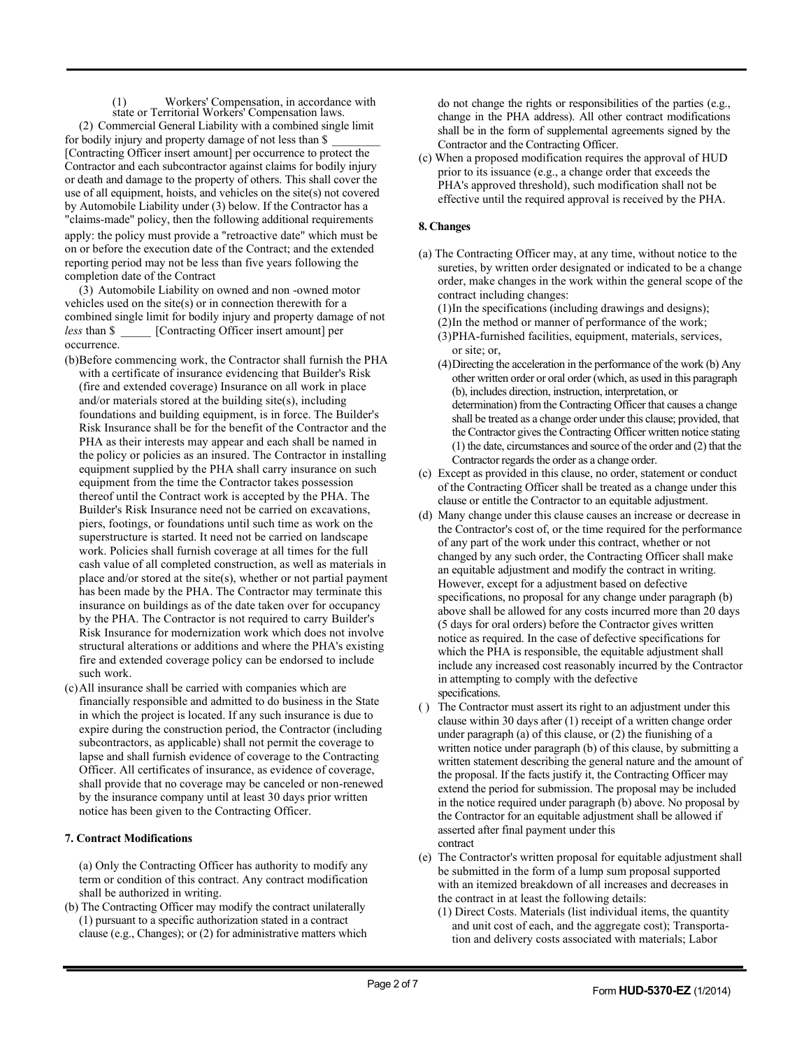(1) Workers' Compensation, in accordance with state or Territorial Workers' Compensation laws.

(2) Commercial General Liability with a combined single limit for bodily injury and property damage of not less than $ ________ [Contracting Officer insert amount] per occurrence to protect the Contractor and each subcontractor against claims for bodily injury or death and damage to the property of others. This shall cover the use of all equipment, hoists, and vehicles on the site(s) not covered by Automobile Liability under (3) below. If the Contractor has a "claims-made" policy, then the following additional requirements apply: the policy must provide a "retroactive date" which must be on or before the execution date of the Contract; and the extended reporting period may not be less than five years following the completion date of the Contract

(3) Automobile Liability on owned and non -owned motor vehicles used on the site(s) or in connection therewith for a combined single limit for bodily injury and property damage of not *less* than $ _____ [Contracting Officer insert amount] per occurrence.

(b) Before commencing work, the Contractor shall furnish the PHA with a certificate of insurance evidencing that Builder's Risk (fire and extended coverage) Insurance on all work in place and/or materials stored at the building site(s), including foundations and building equipment, is in force. The Builder's Risk Insurance shall be for the benefit of the Contractor and the PHA as their interests may appear and each shall be named in the policy or policies as an insured. The Contractor in installing equipment supplied by the PHA shall carry insurance on such equipment from the time the Contractor takes possession thereof until the Contract work is accepted by the PHA. The Builder's Risk Insurance need not be carried on excavations, piers, footings, or foundations until such time as work on the superstructure is started. It need not be carried on landscape work. Policies shall furnish coverage at all times for the full cash value of all completed construction, as well as materials in place and/or stored at the site(s), whether or not partial payment has been made by the PHA. The Contractor may terminate this insurance on buildings as of the date taken over for occupancy by the PHA. The Contractor is not required to carry Builder's Risk Insurance for modernization work which does not involve structural alterations or additions and where the PHA's existing fire and extended coverage policy can be endorsed to include such work.

(c) All insurance shall be carried with companies which are financially responsible and admitted to do business in the State in which the project is located. If any such insurance is due to expire during the construction period, the Contractor (including subcontractors, as applicable) shall not permit the coverage to lapse and shall furnish evidence of coverage to the Contracting Officer. All certificates of insurance, as evidence of coverage, shall provide that no coverage may be canceled or non-renewed by the insurance company until at least 30 days prior written notice has been given to the Contracting Officer.

**7. Contract Modifications**

(a) Only the Contracting Officer has authority to modify any term or condition of this contract. Any contract modification shall be authorized in writing.

(b) The Contracting Officer may modify the contract unilaterally (1) pursuant to a specific authorization stated in a contract clause (e.g., Changes); or (2) for administrative matters which do not change the rights or responsibilities of the parties (e.g., change in the PHA address). All other contract modifications shall be in the form of supplemental agreements signed by the Contractor and the Contracting Officer.

(c) When a proposed modification requires the approval of HUD prior to its issuance (e.g., a change order that exceeds the PHA's approved threshold), such modification shall not be effective until the required approval is received by the PHA.

**8. Changes**

(a) The Contracting Officer may, at any time, without notice to the sureties, by written order designated or indicated to be a change order, make changes in the work within the general scope of the contract including changes:

(1) In the specifications (including drawings and designs);

(2) In the method or manner of performance of the work;

(3) PHA-furnished facilities, equipment, materials, services, or site; or,

(4) Directing the acceleration in the performance of the work (b) Any other written order or oral order (which, as used in this paragraph (b), includes direction, instruction, interpretation, or determination) from the Contracting Officer that causes a change shall be treated as a change order under this clause; provided, that the Contractor gives the Contracting Officer written notice stating (1) the date, circumstances and source of the order and (2) that the Contractor regards the order as a change order.

(c) Except as provided in this clause, no order, statement or conduct of the Contracting Officer shall be treated as a change under this clause or entitle the Contractor to an equitable adjustment.

(d) Many change under this clause causes an increase or decrease in the Contractor's cost of, or the time required for the performance of any part of the work under this contract, whether or not changed by any such order, the Contracting Officer shall make an equitable adjustment and modify the contract in writing. However, except for a adjustment based on defective specifications, no proposal for any change under paragraph (b) above shall be allowed for any costs incurred more than 20 days (5 days for oral orders) before the Contractor gives written notice as required. In the case of defective specifications for which the PHA is responsible, the equitable adjustment shall include any increased cost reasonably incurred by the Contractor in attempting to comply with the defective specifications.

( ) The Contractor must assert its right to an adjustment under this clause within 30 days after (1) receipt of a written change order under paragraph (a) of this clause, or (2) the fiunishing of a written notice under paragraph (b) of this clause, by submitting a written statement describing the general nature and the amount of the proposal. If the facts justify it, the Contracting Officer may extend the period for submission. The proposal may be included in the notice required under paragraph (b) above. No proposal by the Contractor for an equitable adjustment shall be allowed if asserted after final payment under this contract

(e) The Contractor's written proposal for equitable adjustment shall be submitted in the form of a lump sum proposal supported with an itemized breakdown of all increases and decreases in the contract in at least the following details:

(1) Direct Costs. Materials (list individual items, the quantity and unit cost of each, and the aggregate cost); Transportation and delivery costs associated with materials; Labor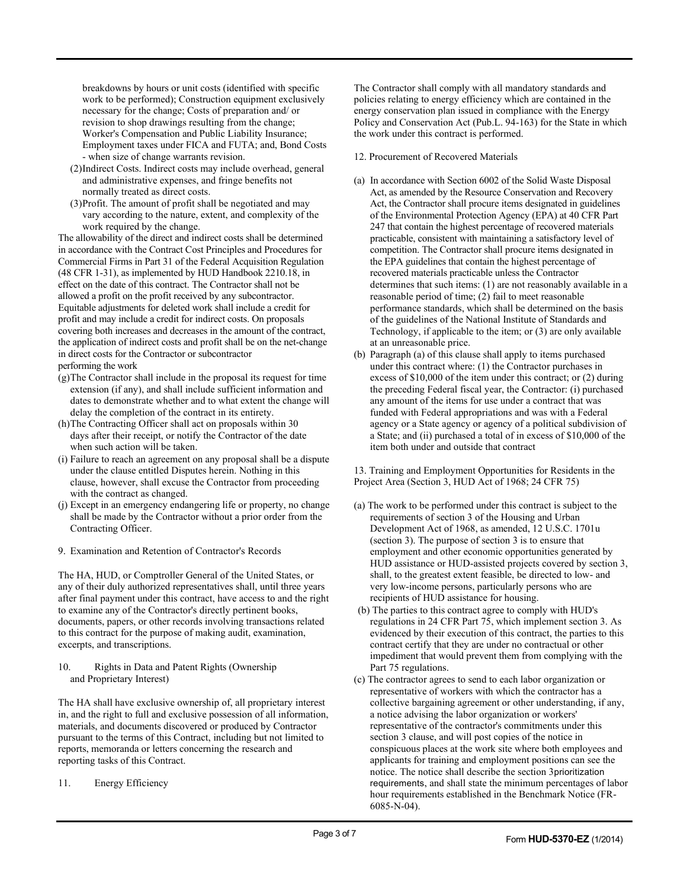breakdowns by hours or unit costs (identified with specific work to be performed); Construction equipment exclusively necessary for the change; Costs of preparation and/ or revision to shop drawings resulting from the change; Worker's Compensation and Public Liability Insurance; Employment taxes under FICA and FUTA; and, Bond Costs - when size of change warrants revision.

(2) Indirect Costs. Indirect costs may include overhead, general and administrative expenses, and fringe benefits not normally treated as direct costs.

(3) Profit. The amount of profit shall be negotiated and may vary according to the nature, extent, and complexity of the work required by the change.

The allowability of the direct and indirect costs shall be determined in accordance with the Contract Cost Principles and Procedures for Commercial Firms in Part 31 of the Federal Acquisition Regulation (48 CFR 1-31), as implemented by HUD Handbook 2210.18, in effect on the date of this contract. The Contractor shall not be allowed a profit on the profit received by any subcontractor. Equitable adjustments for deleted work shall include a credit for profit and may include a credit for indirect costs. On proposals covering both increases and decreases in the amount of the contract, the application of indirect costs and profit shall be on the net-change in direct costs for the Contractor or subcontractor performing the work

(g) The Contractor shall include in the proposal its request for time extension (if any), and shall include sufficient information and dates to demonstrate whether and to what extent the change will delay the completion of the contract in its entirety.

(h) The Contracting Officer shall act on proposals within 30 days after their receipt, or notify the Contractor of the date when such action will be taken.

(i) Failure to reach an agreement on any proposal shall be a dispute under the clause entitled Disputes herein. Nothing in this clause, however, shall excuse the Contractor from proceeding with the contract as changed.

(j) Except in an emergency endangering life or property, no change shall be made by the Contractor without a prior order from the Contracting Officer.

9. Examination and Retention of Contractor's Records

The HA, HUD, or Comptroller General of the United States, or any of their duly authorized representatives shall, until three years after final payment under this contract, have access to and the right to examine any of the Contractor's directly pertinent books, documents, papers, or other records involving transactions related to this contract for the purpose of making audit, examination, excerpts, and transcriptions.

10. Rights in Data and Patent Rights (Ownership and Proprietary Interest)

The HA shall have exclusive ownership of, all proprietary interest in, and the right to full and exclusive possession of all information, materials, and documents discovered or produced by Contractor pursuant to the terms of this Contract, including but not limited to reports, memoranda or letters concerning the research and reporting tasks of this Contract.

11. Energy Efficiency

The Contractor shall comply with all mandatory standards and policies relating to energy efficiency which are contained in the energy conservation plan issued in compliance with the Energy Policy and Conservation Act (Pub.L. 94-163) for the State in which the work under this contract is performed.

12. Procurement of Recovered Materials

(a) In accordance with Section 6002 of the Solid Waste Disposal Act, as amended by the Resource Conservation and Recovery Act, the Contractor shall procure items designated in guidelines of the Environmental Protection Agency (EPA) at 40 CFR Part 247 that contain the highest percentage of recovered materials practicable, consistent with maintaining a satisfactory level of competition. The Contractor shall procure items designated in the EPA guidelines that contain the highest percentage of recovered materials practicable unless the Contractor determines that such items: (1) are not reasonably available in a reasonable period of time; (2) fail to meet reasonable performance standards, which shall be determined on the basis of the guidelines of the National Institute of Standards and Technology, if applicable to the item; or (3) are only available at an unreasonable price.

(b) Paragraph (a) of this clause shall apply to items purchased under this contract where: (1) the Contractor purchases in excess of $10,000 of the item under this contract; or (2) during the preceding Federal fiscal year, the Contractor: (i) purchased any amount of the items for use under a contract that was funded with Federal appropriations and was with a Federal agency or a State agency or agency of a political subdivision of a State; and (ii) purchased a total of in excess of $10,000 of the item both under and outside that contract

13. Training and Employment Opportunities for Residents in the Project Area (Section 3, HUD Act of 1968; 24 CFR 75)

(a) The work to be performed under this contract is subject to the requirements of section 3 of the Housing and Urban Development Act of 1968, as amended, 12 U.S.C. 1701u (section 3). The purpose of section 3 is to ensure that employment and other economic opportunities generated by HUD assistance or HUD-assisted projects covered by section 3, shall, to the greatest extent feasible, be directed to low- and very low-income persons, particularly persons who are recipients of HUD assistance for housing.

(b) The parties to this contract agree to comply with HUD's regulations in 24 CFR Part 75, which implement section 3. As evidenced by their execution of this contract, the parties to this contract certify that they are under no contractual or other impediment that would prevent them from complying with the Part 75 regulations.

(c) The contractor agrees to send to each labor organization or representative of workers with which the contractor has a collective bargaining agreement or other understanding, if any, a notice advising the labor organization or workers' representative of the contractor's commitments under this section 3 clause, and will post copies of the notice in conspicuous places at the work site where both employees and applicants for training and employment positions can see the notice. The notice shall describe the section 3prioritization requirements, and shall state the minimum percentages of labor hour requirements established in the Benchmark Notice (FR-6085-N-04).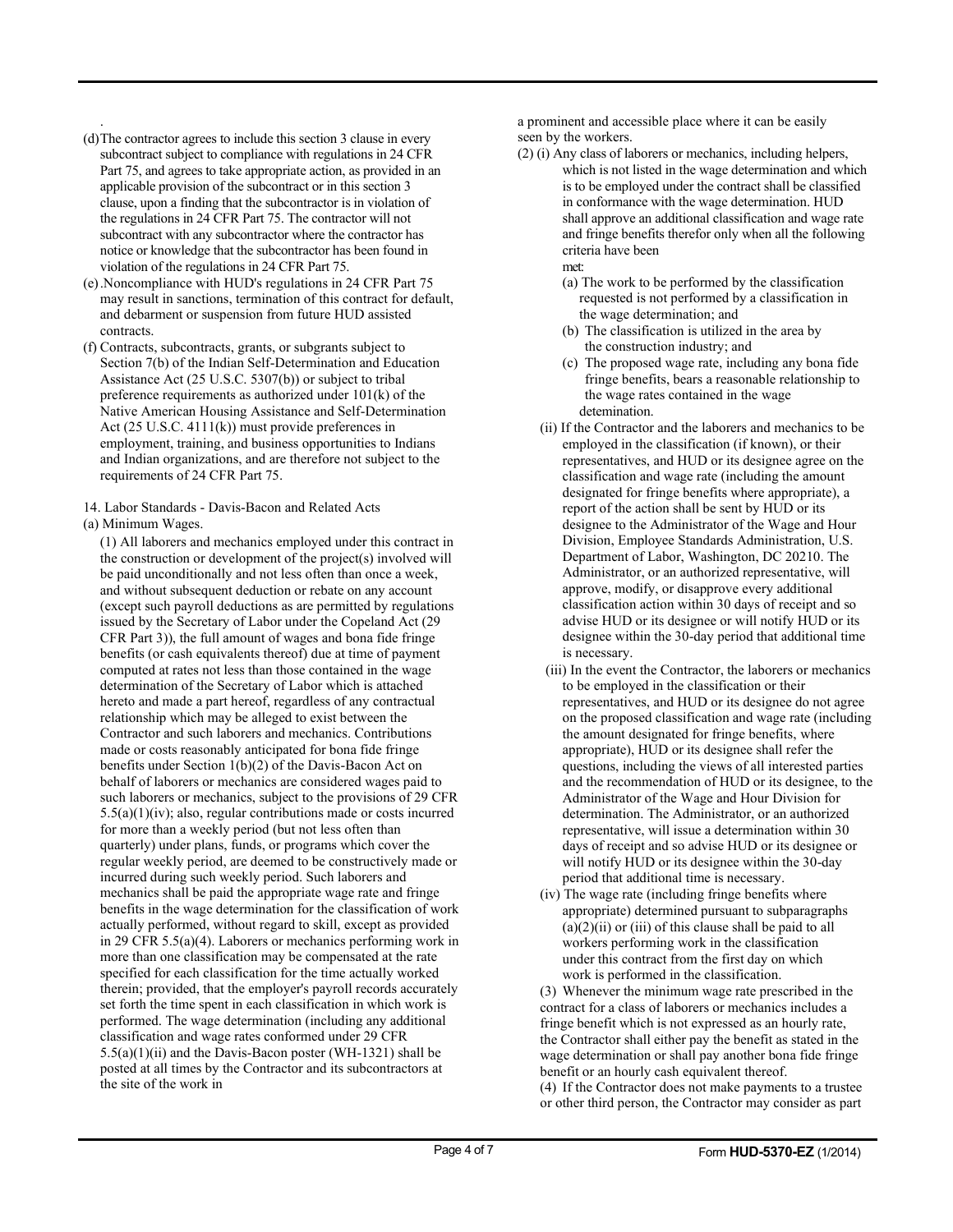(d) The contractor agrees to include this section 3 clause in every subcontract subject to compliance with regulations in 24 CFR Part 75, and agrees to take appropriate action, as provided in an applicable provision of the subcontract or in this section 3 clause, upon a finding that the subcontractor is in violation of the regulations in 24 CFR Part 75. The contractor will not subcontract with any subcontractor where the contractor has notice or knowledge that the subcontractor has been found in violation of the regulations in 24 CFR Part 75.

(e) Noncompliance with HUD's regulations in 24 CFR Part 75 may result in sanctions, termination of this contract for default, and debarment or suspension from future HUD assisted contracts.

(f) Contracts, subcontracts, grants, or subgrants subject to Section 7(b) of the Indian Self-Determination and Education Assistance Act (25 U.S.C. 5307(b)) or subject to tribal preference requirements as authorized under 101(k) of the Native American Housing Assistance and Self-Determination Act (25 U.S.C. 4111(k)) must provide preferences in employment, training, and business opportunities to Indians and Indian organizations, and are therefore not subject to the requirements of 24 CFR Part 75.

14. Labor Standards - Davis-Bacon and Related Acts

(a) Minimum Wages.

(1) All laborers and mechanics employed under this contract in the construction or development of the project(s) involved will be paid unconditionally and not less often than once a week, and without subsequent deduction or rebate on any account (except such payroll deductions as are permitted by regulations issued by the Secretary of Labor under the Copeland Act (29 CFR Part 3)), the full amount of wages and bona fide fringe benefits (or cash equivalents thereof) due at time of payment computed at rates not less than those contained in the wage determination of the Secretary of Labor which is attached hereto and made a part hereof, regardless of any contractual relationship which may be alleged to exist between the Contractor and such laborers and mechanics. Contributions made or costs reasonably anticipated for bona fide fringe benefits under Section 1(b)(2) of the Davis-Bacon Act on behalf of laborers or mechanics are considered wages paid to such laborers or mechanics, subject to the provisions of 29 CFR 5.5(a)(1)(iv); also, regular contributions made or costs incurred for more than a weekly period (but not less often than quarterly) under plans, funds, or programs which cover the regular weekly period, are deemed to be constructively made or incurred during such weekly period. Such laborers and mechanics shall be paid the appropriate wage rate and fringe benefits in the wage determination for the classification of work actually performed, without regard to skill, except as provided in 29 CFR 5.5(a)(4). Laborers or mechanics performing work in more than one classification may be compensated at the rate specified for each classification for the time actually worked therein; provided, that the employer's payroll records accurately set forth the time spent in each classification in which work is performed. The wage determination (including any additional classification and wage rates conformed under 29 CFR 5.5(a)(1)(ii) and the Davis-Bacon poster (WH-1321) shall be posted at all times by the Contractor and its subcontractors at the site of the work in a prominent and accessible place where it can be easily seen by the workers.

(2) (i) Any class of laborers or mechanics, including helpers, which is not listed in the wage determination and which is to be employed under the contract shall be classified in conformance with the wage determination. HUD shall approve an additional classification and wage rate and fringe benefits therefor only when all the following criteria have been met:

(a) The work to be performed by the classification requested is not performed by a classification in the wage determination; and

(b) The classification is utilized in the area by the construction industry; and

(c) The proposed wage rate, including any bona fide fringe benefits, bears a reasonable relationship to the wage rates contained in the wage detemination.

(ii) If the Contractor and the laborers and mechanics to be employed in the classification (if known), or their representatives, and HUD or its designee agree on the classification and wage rate (including the amount designated for fringe benefits where appropriate), a report of the action shall be sent by HUD or its designee to the Administrator of the Wage and Hour Division, Employee Standards Administration, U.S. Department of Labor, Washington, DC 20210. The Administrator, or an authorized representative, will approve, modify, or disapprove every additional classification action within 30 days of receipt and so advise HUD or its designee or will notify HUD or its designee within the 30-day period that additional time is necessary.

(iii) In the event the Contractor, the laborers or mechanics to be employed in the classification or their representatives, and HUD or its designee do not agree on the proposed classification and wage rate (including the amount designated for fringe benefits, where appropriate), HUD or its designee shall refer the questions, including the views of all interested parties and the recommendation of HUD or its designee, to the Administrator of the Wage and Hour Division for determination. The Administrator, or an authorized representative, will issue a determination within 30 days of receipt and so advise HUD or its designee or will notify HUD or its designee within the 30-day period that additional time is necessary.

(iv) The wage rate (including fringe benefits where appropriate) determined pursuant to subparagraphs (a)(2)(ii) or (iii) of this clause shall be paid to all workers performing work in the classification under this contract from the first day on which work is performed in the classification.

(3) Whenever the minimum wage rate prescribed in the contract for a class of laborers or mechanics includes a fringe benefit which is not expressed as an hourly rate, the Contractor shall either pay the benefit as stated in the wage determination or shall pay another bona fide fringe benefit or an hourly cash equivalent thereof.

(4) If the Contractor does not make payments to a trustee or other third person, the Contractor may consider as part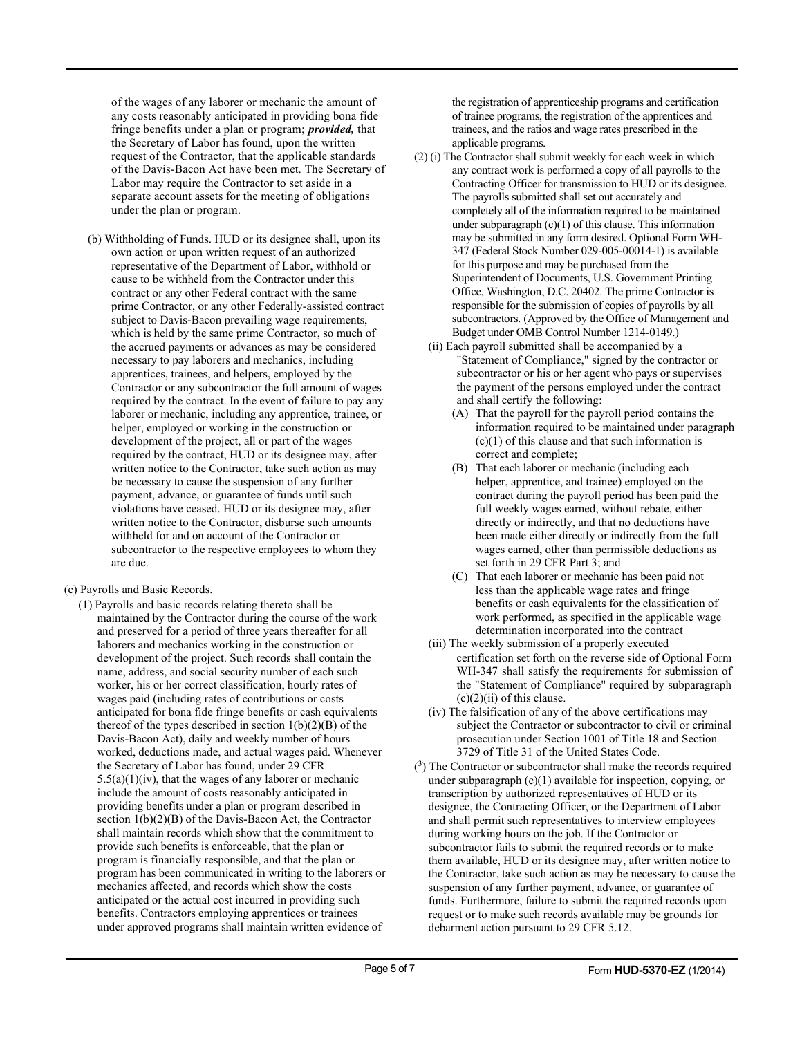of the wages of any laborer or mechanic the amount of any costs reasonably anticipated in providing bona fide fringe benefits under a plan or program; ***provided,*** that the Secretary of Labor has found, upon the written request of the Contractor, that the applicable standards of the Davis-Bacon Act have been met. The Secretary of Labor may require the Contractor to set aside in a separate account assets for the meeting of obligations under the plan or program.

(b) Withholding of Funds. HUD or its designee shall, upon its own action or upon written request of an authorized representative of the Department of Labor, withhold or cause to be withheld from the Contractor under this contract or any other Federal contract with the same prime Contractor, or any other Federally-assisted contract subject to Davis-Bacon prevailing wage requirements, which is held by the same prime Contractor, so much of the accrued payments or advances as may be considered necessary to pay laborers and mechanics, including apprentices, trainees, and helpers, employed by the Contractor or any subcontractor the full amount of wages required by the contract. In the event of failure to pay any laborer or mechanic, including any apprentice, trainee, or helper, employed or working in the construction or development of the project, all or part of the wages required by the contract, HUD or its designee may, after written notice to the Contractor, take such action as may be necessary to cause the suspension of any further payment, advance, or guarantee of funds until such violations have ceased. HUD or its designee may, after written notice to the Contractor, disburse such amounts withheld for and on account of the Contractor or subcontractor to the respective employees to whom they are due.

(c) Payrolls and Basic Records.

(1) Payrolls and basic records relating thereto shall be maintained by the Contractor during the course of the work and preserved for a period of three years thereafter for all laborers and mechanics working in the construction or development of the project. Such records shall contain the name, address, and social security number of each such worker, his or her correct classification, hourly rates of wages paid (including rates of contributions or costs anticipated for bona fide fringe benefits or cash equivalents thereof of the types described in section 1(b)(2)(B) of the Davis-Bacon Act), daily and weekly number of hours worked, deductions made, and actual wages paid. Whenever the Secretary of Labor has found, under 29 CFR 5.5(a)(1)(iv), that the wages of any laborer or mechanic include the amount of costs reasonably anticipated in providing benefits under a plan or program described in section 1(b)(2)(B) of the Davis-Bacon Act, the Contractor shall maintain records which show that the commitment to provide such benefits is enforceable, that the plan or program is financially responsible, and that the plan or program has been communicated in writing to the laborers or mechanics affected, and records which show the costs anticipated or the actual cost incurred in providing such benefits. Contractors employing apprentices or trainees under approved programs shall maintain written evidence of the registration of apprenticeship programs and certification of trainee programs, the registration of the apprentices and trainees, and the ratios and wage rates prescribed in the applicable programs.

(2) (i) The Contractor shall submit weekly for each week in which any contract work is performed a copy of all payrolls to the Contracting Officer for transmission to HUD or its designee. The payrolls submitted shall set out accurately and completely all of the information required to be maintained under subparagraph (c)(1) of this clause. This information may be submitted in any form desired. Optional Form WH-347 (Federal Stock Number 029-005-00014-1) is available for this purpose and may be purchased from the Superintendent of Documents, U.S. Government Printing Office, Washington, D.C. 20402. The prime Contractor is responsible for the submission of copies of payrolls by all subcontractors. (Approved by the Office of Management and Budget under OMB Control Number 1214-0149.)

(ii) Each payroll submitted shall be accompanied by a "Statement of Compliance," signed by the contractor or subcontractor or his or her agent who pays or supervises the payment of the persons employed under the contract and shall certify the following:

(A) That the payroll for the payroll period contains the information required to be maintained under paragraph (c)(1) of this clause and that such information is correct and complete;

(B) That each laborer or mechanic (including each helper, apprentice, and trainee) employed on the contract during the payroll period has been paid the full weekly wages earned, without rebate, either directly or indirectly, and that no deductions have been made either directly or indirectly from the full wages earned, other than permissible deductions as set forth in 29 CFR Part 3; and

(C) That each laborer or mechanic has been paid not less than the applicable wage rates and fringe benefits or cash equivalents for the classification of work performed, as specified in the applicable wage determination incorporated into the contract

(iii) The weekly submission of a properly executed certification set forth on the reverse side of Optional Form WH-347 shall satisfy the requirements for submission of the "Statement of Compliance" required by subparagraph (c)(2)(ii) of this clause.

(iv) The falsification of any of the above certifications may subject the Contractor or subcontractor to civil or criminal prosecution under Section 1001 of Title 18 and Section 3729 of Title 31 of the United States Code.

(3) The Contractor or subcontractor shall make the records required under subparagraph (c)(1) available for inspection, copying, or transcription by authorized representatives of HUD or its designee, the Contracting Officer, or the Department of Labor and shall permit such representatives to interview employees during working hours on the job. If the Contractor or subcontractor fails to submit the required records or to make them available, HUD or its designee may, after written notice to the Contractor, take such action as may be necessary to cause the suspension of any further payment, advance, or guarantee of funds. Furthermore, failure to submit the required records upon request or to make such records available may be grounds for debarment action pursuant to 29 CFR 5.12.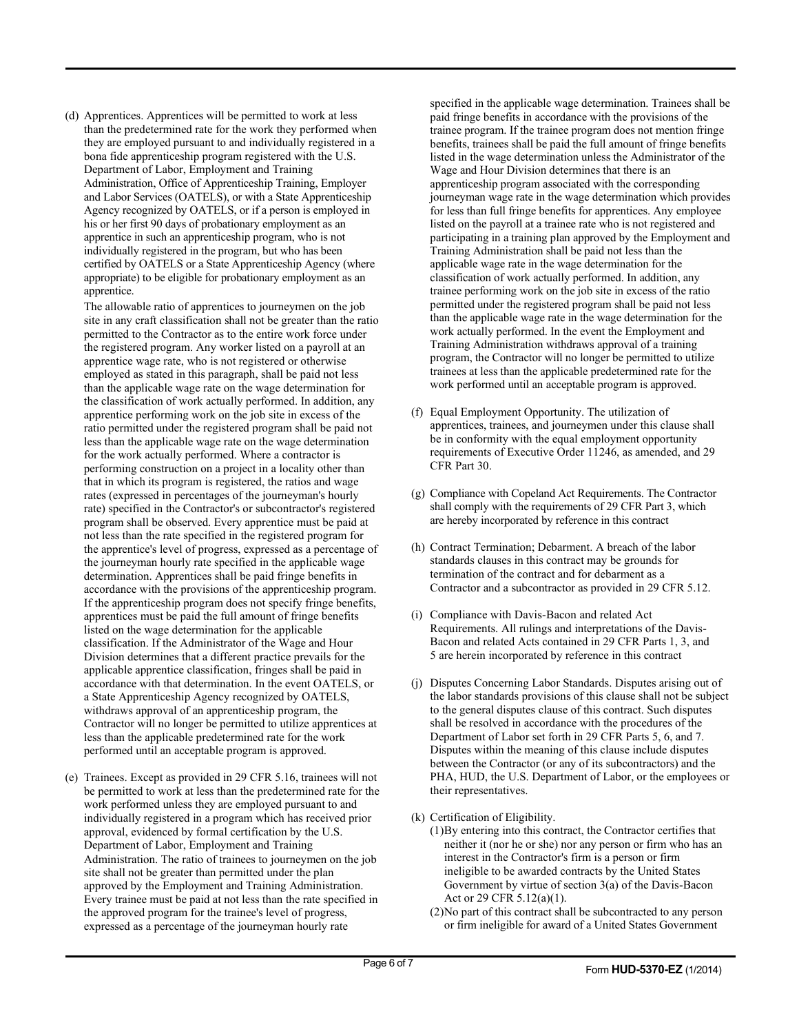(d) Apprentices. Apprentices will be permitted to work at less than the predetermined rate for the work they performed when they are employed pursuant to and individually registered in a bona fide apprenticeship program registered with the U.S. Department of Labor, Employment and Training Administration, Office of Apprenticeship Training, Employer and Labor Services (OATELS), or with a State Apprenticeship Agency recognized by OATELS, or if a person is employed in his or her first 90 days of probationary employment as an apprentice in such an apprenticeship program, who is not individually registered in the program, but who has been certified by OATELS or a State Apprenticeship Agency (where appropriate) to be eligible for probationary employment as an apprentice.

The allowable ratio of apprentices to journeymen on the job site in any craft classification shall not be greater than the ratio permitted to the Contractor as to the entire work force under the registered program. Any worker listed on a payroll at an apprentice wage rate, who is not registered or otherwise employed as stated in this paragraph, shall be paid not less than the applicable wage rate on the wage determination for the classification of work actually performed. In addition, any apprentice performing work on the job site in excess of the ratio permitted under the registered program shall be paid not less than the applicable wage rate on the wage determination for the work actually performed. Where a contractor is performing construction on a project in a locality other than that in which its program is registered, the ratios and wage rates (expressed in percentages of the journeyman's hourly rate) specified in the Contractor's or subcontractor's registered program shall be observed. Every apprentice must be paid at not less than the rate specified in the registered program for the apprentice's level of progress, expressed as a percentage of the journeyman hourly rate specified in the applicable wage determination. Apprentices shall be paid fringe benefits in accordance with the provisions of the apprenticeship program. If the apprenticeship program does not specify fringe benefits, apprentices must be paid the full amount of fringe benefits listed on the wage determination for the applicable classification. If the Administrator of the Wage and Hour Division determines that a different practice prevails for the applicable apprentice classification, fringes shall be paid in accordance with that determination. In the event OATELS, or a State Apprenticeship Agency recognized by OATELS, withdraws approval of an apprenticeship program, the Contractor will no longer be permitted to utilize apprentices at less than the applicable predetermined rate for the work performed until an acceptable program is approved.

(e) Trainees. Except as provided in 29 CFR 5.16, trainees will not be permitted to work at less than the predetermined rate for the work performed unless they are employed pursuant to and individually registered in a program which has received prior approval, evidenced by formal certification by the U.S. Department of Labor, Employment and Training Administration. The ratio of trainees to journeymen on the job site shall not be greater than permitted under the plan approved by the Employment and Training Administration. Every trainee must be paid at not less than the rate specified in the approved program for the trainee's level of progress, expressed as a percentage of the journeyman hourly rate specified in the applicable wage determination. Trainees shall be paid fringe benefits in accordance with the provisions of the trainee program. If the trainee program does not mention fringe benefits, trainees shall be paid the full amount of fringe benefits listed in the wage determination unless the Administrator of the Wage and Hour Division determines that there is an apprenticeship program associated with the corresponding journeyman wage rate in the wage determination which provides for less than full fringe benefits for apprentices. Any employee listed on the payroll at a trainee rate who is not registered and participating in a training plan approved by the Employment and Training Administration shall be paid not less than the applicable wage rate in the wage determination for the classification of work actually performed. In addition, any trainee performing work on the job site in excess of the ratio permitted under the registered program shall be paid not less than the applicable wage rate in the wage determination for the work actually performed. In the event the Employment and Training Administration withdraws approval of a training program, the Contractor will no longer be permitted to utilize trainees at less than the applicable predetermined rate for the work performed until an acceptable program is approved.

(f) Equal Employment Opportunity. The utilization of apprentices, trainees, and journeymen under this clause shall be in conformity with the equal employment opportunity requirements of Executive Order 11246, as amended, and 29 CFR Part 30.

(g) Compliance with Copeland Act Requirements. The Contractor shall comply with the requirements of 29 CFR Part 3, which are hereby incorporated by reference in this contract

(h) Contract Termination; Debarment. A breach of the labor standards clauses in this contract may be grounds for termination of the contract and for debarment as a Contractor and a subcontractor as provided in 29 CFR 5.12.

(i) Compliance with Davis-Bacon and related Act Requirements. All rulings and interpretations of the Davis-Bacon and related Acts contained in 29 CFR Parts 1, 3, and 5 are herein incorporated by reference in this contract

(j) Disputes Concerning Labor Standards. Disputes arising out of the labor standards provisions of this clause shall not be subject to the general disputes clause of this contract. Such disputes shall be resolved in accordance with the procedures of the Department of Labor set forth in 29 CFR Parts 5, 6, and 7. Disputes within the meaning of this clause include disputes between the Contractor (or any of its subcontractors) and the PHA, HUD, the U.S. Department of Labor, or the employees or their representatives.

(k) Certification of Eligibility.

(1) By entering into this contract, the Contractor certifies that neither it (nor he or she) nor any person or firm who has an interest in the Contractor's firm is a person or firm ineligible to be awarded contracts by the United States Government by virtue of section 3(a) of the Davis-Bacon Act or 29 CFR 5.12(a)(1).

(2) No part of this contract shall be subcontracted to any person or firm ineligible for award of a United States Government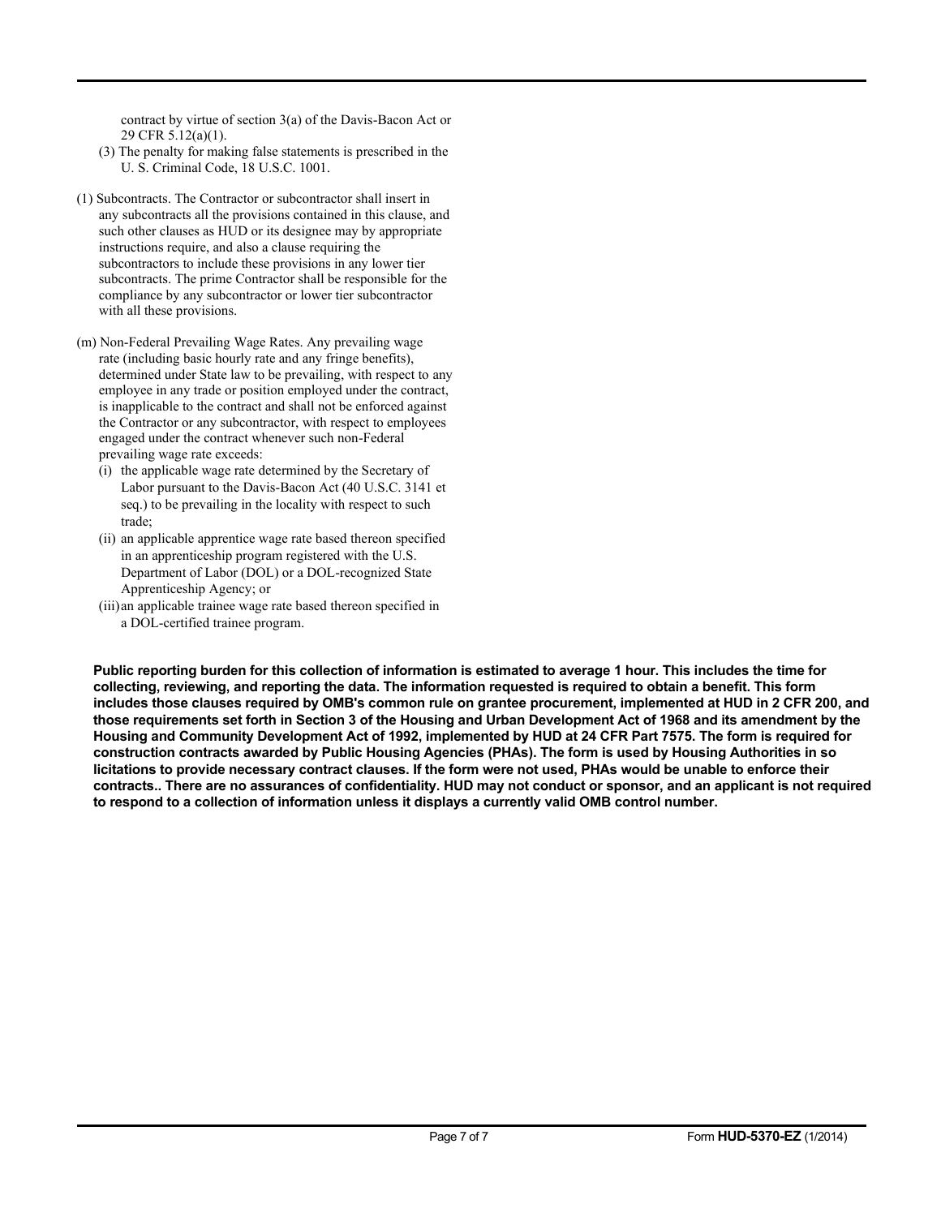contract by virtue of section 3(a) of the Davis-Bacon Act or 29 CFR 5.12(a)(1).

(3) The penalty for making false statements is prescribed in the U. S. Criminal Code, 18 U.S.C. 1001.

(1) Subcontracts. The Contractor or subcontractor shall insert in any subcontracts all the provisions contained in this clause, and such other clauses as HUD or its designee may by appropriate instructions require, and also a clause requiring the subcontractors to include these provisions in any lower tier subcontracts. The prime Contractor shall be responsible for the compliance by any subcontractor or lower tier subcontractor with all these provisions.

(m) Non-Federal Prevailing Wage Rates. Any prevailing wage rate (including basic hourly rate and any fringe benefits), determined under State law to be prevailing, with respect to any employee in any trade or position employed under the contract, is inapplicable to the contract and shall not be enforced against the Contractor or any subcontractor, with respect to employees engaged under the contract whenever such non-Federal prevailing wage rate exceeds:

(i) the applicable wage rate determined by the Secretary of Labor pursuant to the Davis-Bacon Act (40 U.S.C. 3141 et seq.) to be prevailing in the locality with respect to such trade;

(ii) an applicable apprentice wage rate based thereon specified in an apprenticeship program registered with the U.S. Department of Labor (DOL) or a DOL-recognized State Apprenticeship Agency; or

(iii) an applicable trainee wage rate based thereon specified in a DOL-certified trainee program.

**Public reporting burden for this collection of information is estimated to average 1 hour. This includes the time for collecting, reviewing, and reporting the data. The information requested is required to obtain a benefit. This form includes those clauses required by OMB's common rule on grantee procurement, implemented at HUD in 2 CFR 200, and those requirements set forth in Section 3 of the Housing and Urban Development Act of 1968 and its amendment by the Housing and Community Development Act of 1992, implemented by HUD at 24 CFR Part 7575. The form is required for construction contracts awarded by Public Housing Agencies (PHAs). The form is used by Housing Authorities in so licitations to provide necessary contract clauses. If the form were not used, PHAs would be unable to enforce their contracts.. There are no assurances of confidentiality. HUD may not conduct or sponsor, and an applicant is not required to respond to a collection of information unless it displays a currently valid OMB control number.**